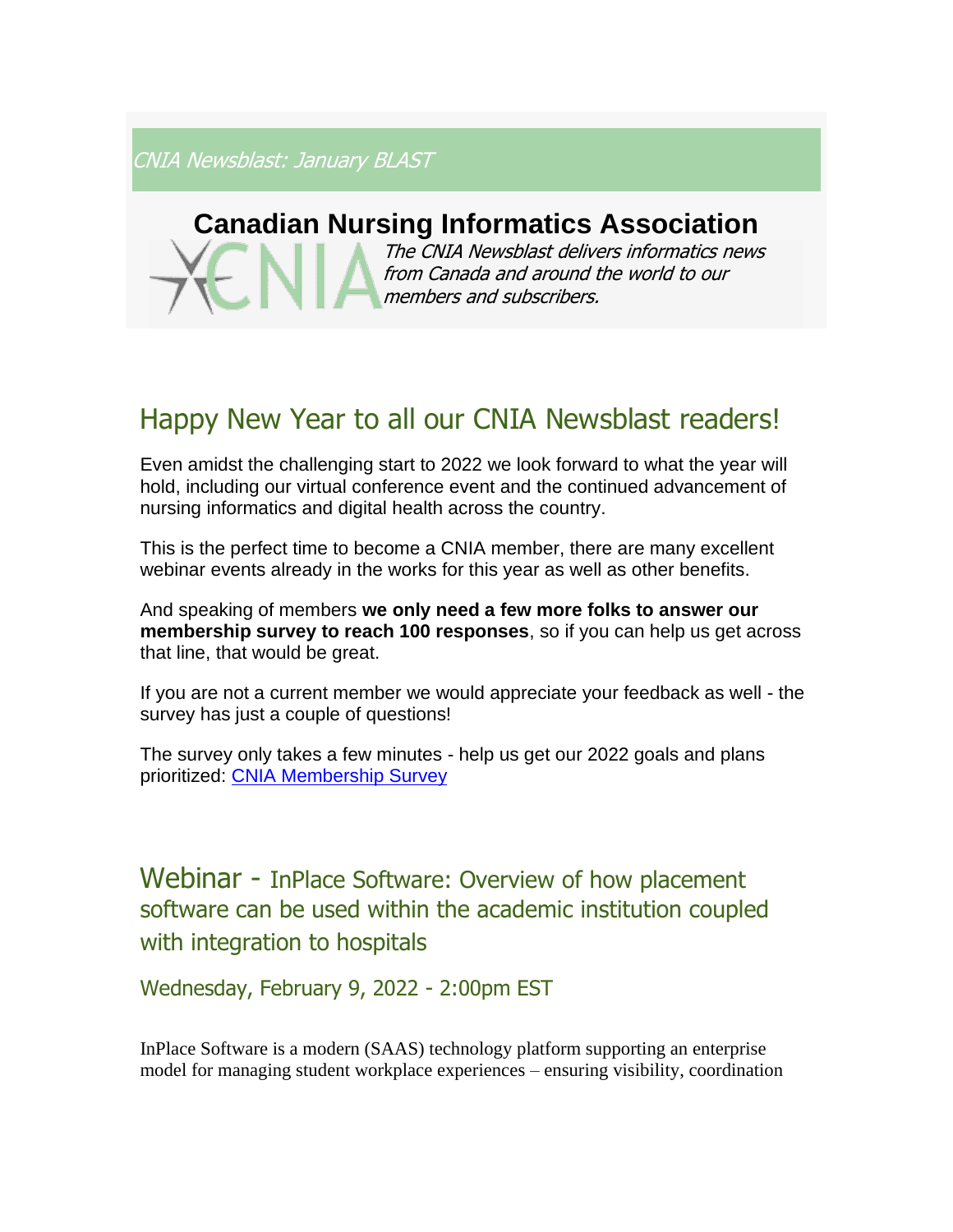CNIA Newsblast: January BLAST

# Canadian Nursing Informatics Association

*The CNIA Newsblast delivers informatics news from Canada and around the world to our members and subscribers.*

## Happy New Year to all our CNIA Newsblast readers!

Even amidst the challenging start to 2022 we look forward to what the year will hold, including our virtual conference event and the continued advancement of nursing informatics and digital health across the country.

This is the perfect time to become a CNIA member, there are many excellent webinar events already in the works for this year as well as other benefits.

And speaking of members **we only need a few more folks to answer our membership survey to reach 100 responses**, so if you can help us get across that line, that would be great.

If you are not a current member we would appreciate your feedback as well - the survey has just a couple of questions!

The survey only takes a few minutes - help us get our 2022 goals and plans prioritized: [CNIA Membership Survey]

## Webinar - InPlace Software: Overview of how placement software can be used within the academic institution coupled with integration to hospitals

### Wednesday, February 9, 2022 - 2:00pm EST

InPlace Software is a modern (SAAS) technology platform supporting an enterprise model for managing student workplace experiences – ensuring visibility, coordination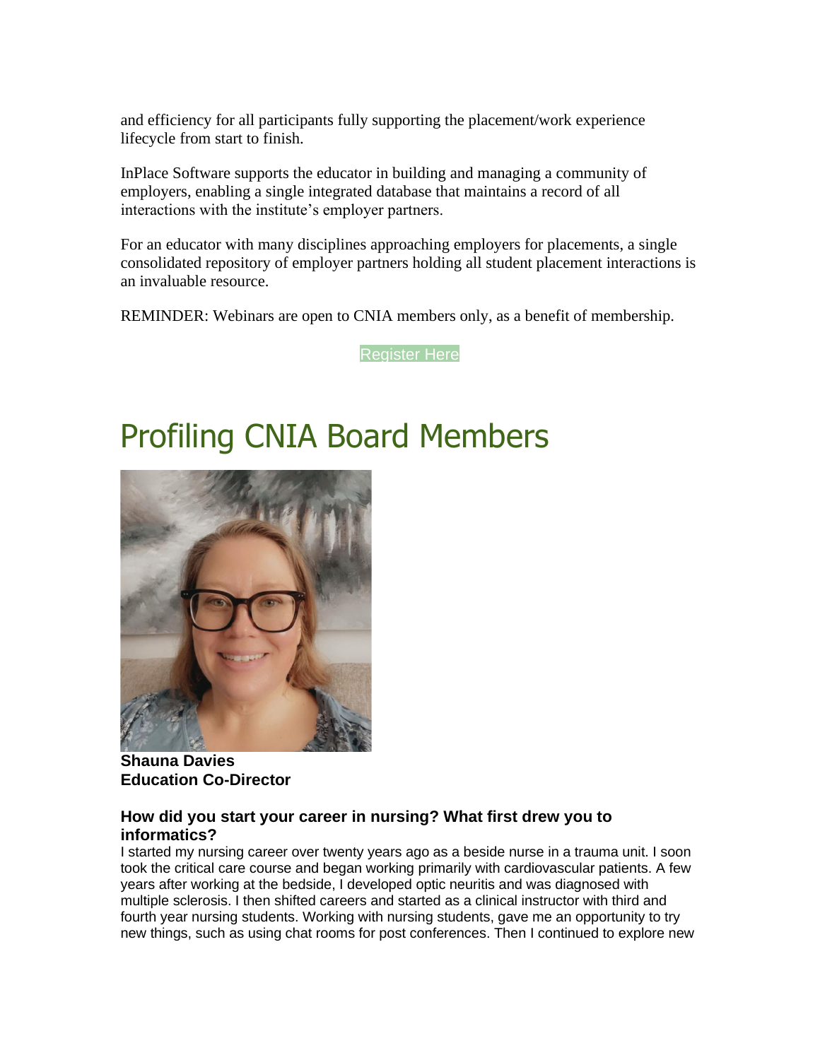and efficiency for all participants fully supporting the placement/work experience lifecycle from start to finish.

InPlace Software supports the educator in building and managing a community of employers, enabling a single integrated database that maintains a record of all interactions with the institute's employer partners.

For an educator with many disciplines approaching employers for placements, a single consolidated repository of employer partners holding all student placement interactions is an invaluable resource.

REMINDER: Webinars are open to CNIA members only, as a benefit of membership.

Register Here

# Profiling CNIA Board Members

**Shauna Davies**
**Education Co-Director**

### How did you start your career in nursing? What first drew you to informatics?

I started my nursing career over twenty years ago as a beside nurse in a trauma unit. I soon took the critical care course and began working primarily with cardiovascular patients. A few years after working at the bedside, I developed optic neuritis and was diagnosed with multiple sclerosis. I then shifted careers and started as a clinical instructor with third and fourth year nursing students. Working with nursing students, gave me an opportunity to try new things, such as using chat rooms for post conferences. Then I continued to explore new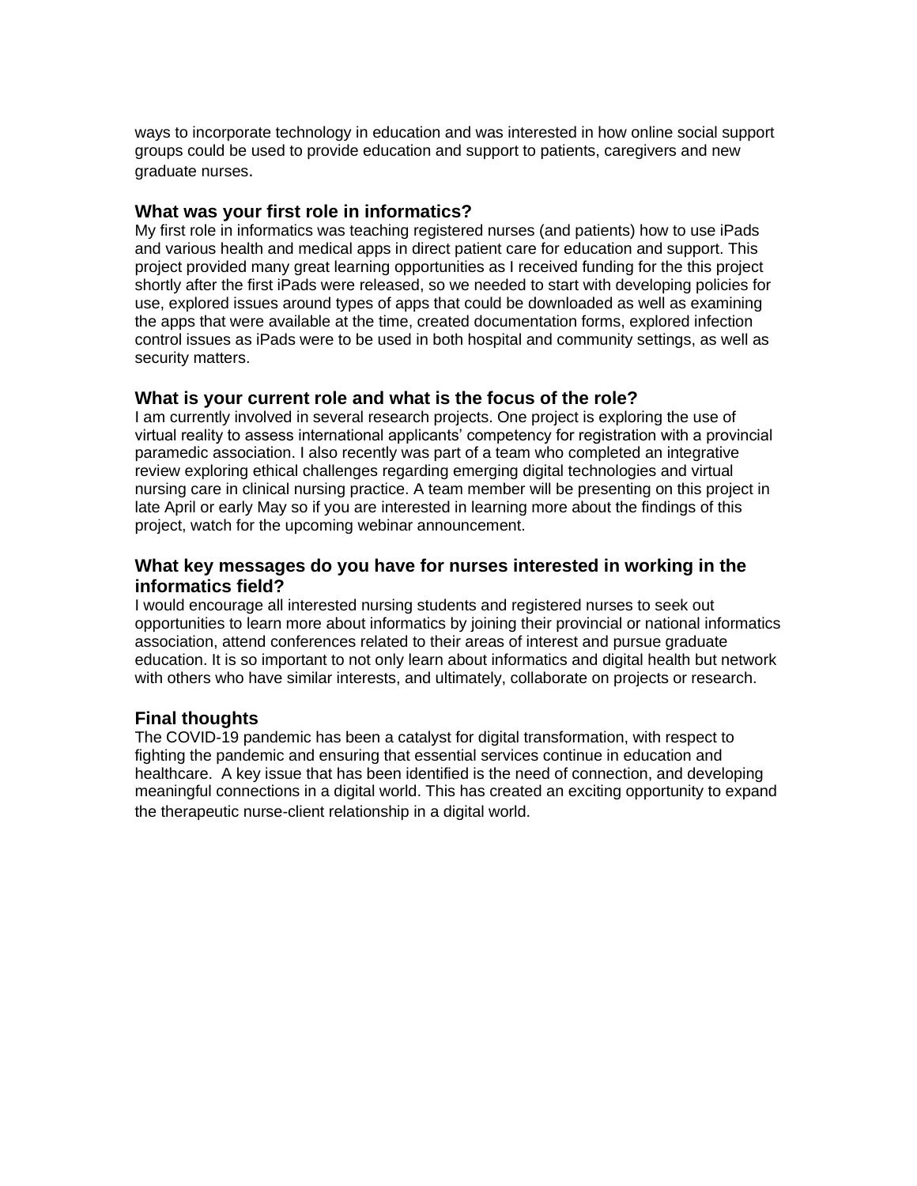ways to incorporate technology in education and was interested in how online social support groups could be used to provide education and support to patients, caregivers and new graduate nurses.

### What was your first role in informatics?

My first role in informatics was teaching registered nurses (and patients) how to use iPads and various health and medical apps in direct patient care for education and support. This project provided many great learning opportunities as I received funding for the this project shortly after the first iPads were released, so we needed to start with developing policies for use, explored issues around types of apps that could be downloaded as well as examining the apps that were available at the time, created documentation forms, explored infection control issues as iPads were to be used in both hospital and community settings, as well as security matters.

### What is your current role and what is the focus of the role?

I am currently involved in several research projects. One project is exploring the use of virtual reality to assess international applicants' competency for registration with a provincial paramedic association. I also recently was part of a team who completed an integrative review exploring ethical challenges regarding emerging digital technologies and virtual nursing care in clinical nursing practice. A team member will be presenting on this project in late April or early May so if you are interested in learning more about the findings of this project, watch for the upcoming webinar announcement.

### What key messages do you have for nurses interested in working in the informatics field?

I would encourage all interested nursing students and registered nurses to seek out opportunities to learn more about informatics by joining their provincial or national informatics association, attend conferences related to their areas of interest and pursue graduate education. It is so important to not only learn about informatics and digital health but network with others who have similar interests, and ultimately, collaborate on projects or research.

### Final thoughts

The COVID-19 pandemic has been a catalyst for digital transformation, with respect to fighting the pandemic and ensuring that essential services continue in education and healthcare. A key issue that has been identified is the need of connection, and developing meaningful connections in a digital world. This has created an exciting opportunity to expand the therapeutic nurse-client relationship in a digital world.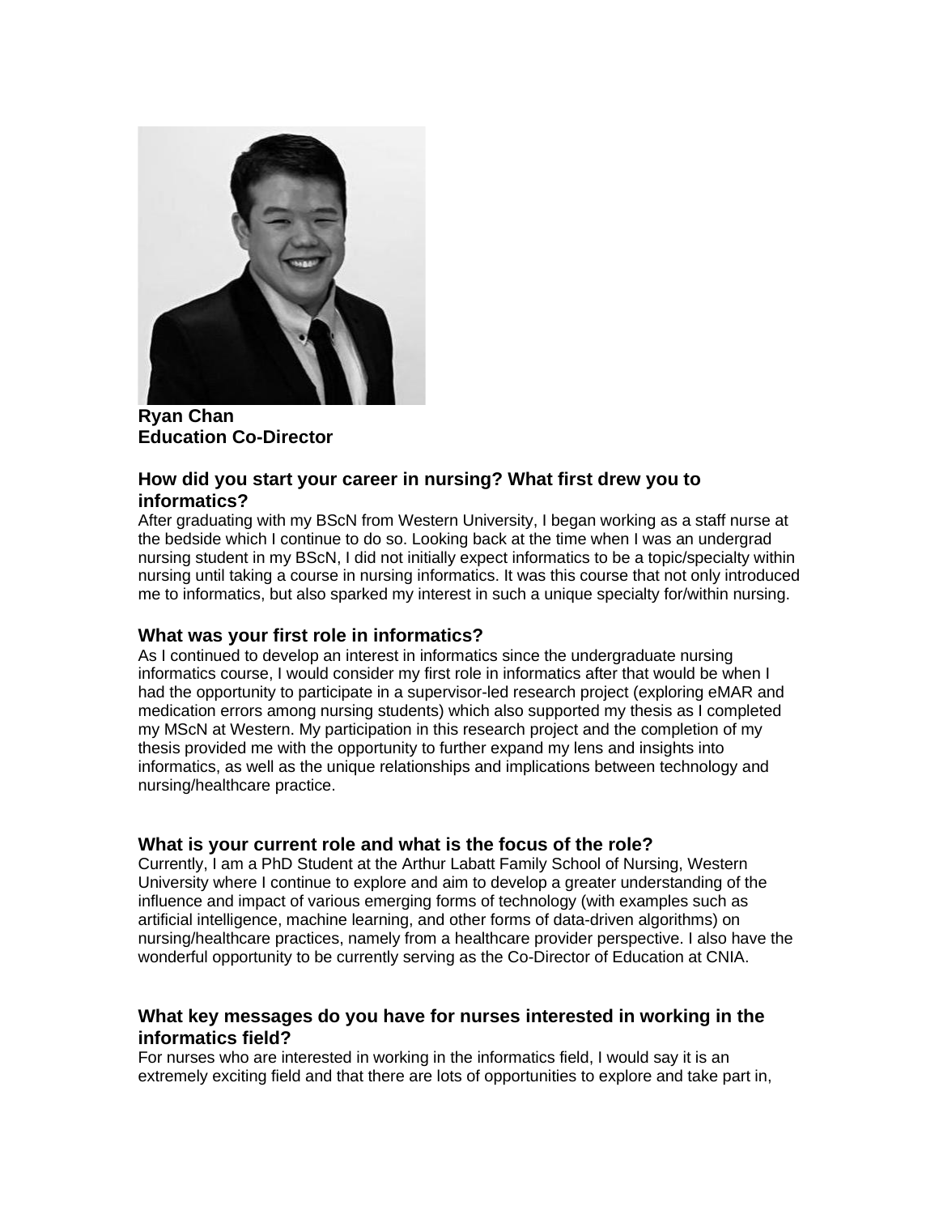**Ryan Chan**
**Education Co-Director**

### How did you start your career in nursing? What first drew you to informatics?

After graduating with my BScN from Western University, I began working as a staff nurse at the bedside which I continue to do so. Looking back at the time when I was an undergrad nursing student in my BScN, I did not initially expect informatics to be a topic/specialty within nursing until taking a course in nursing informatics. It was this course that not only introduced me to informatics, but also sparked my interest in such a unique specialty for/within nursing.

### What was your first role in informatics?

As I continued to develop an interest in informatics since the undergraduate nursing informatics course, I would consider my first role in informatics after that would be when I had the opportunity to participate in a supervisor-led research project (exploring eMAR and medication errors among nursing students) which also supported my thesis as I completed my MScN at Western. My participation in this research project and the completion of my thesis provided me with the opportunity to further expand my lens and insights into informatics, as well as the unique relationships and implications between technology and nursing/healthcare practice.

### What is your current role and what is the focus of the role?

Currently, I am a PhD Student at the Arthur Labatt Family School of Nursing, Western University where I continue to explore and aim to develop a greater understanding of the influence and impact of various emerging forms of technology (with examples such as artificial intelligence, machine learning, and other forms of data-driven algorithms) on nursing/healthcare practices, namely from a healthcare provider perspective. I also have the wonderful opportunity to be currently serving as the Co-Director of Education at CNIA.

### What key messages do you have for nurses interested in working in the informatics field?

For nurses who are interested in working in the informatics field, I would say it is an extremely exciting field and that there are lots of opportunities to explore and take part in,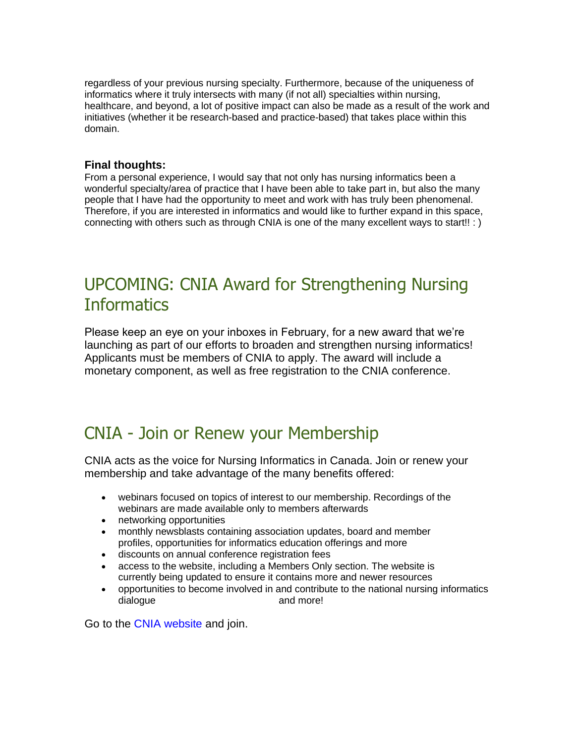regardless of your previous nursing specialty. Furthermore, because of the uniqueness of informatics where it truly intersects with many (if not all) specialties within nursing, healthcare, and beyond, a lot of positive impact can also be made as a result of the work and initiatives (whether it be research-based and practice-based) that takes place within this domain.

**Final thoughts:**

From a personal experience, I would say that not only has nursing informatics been a wonderful specialty/area of practice that I have been able to take part in, but also the many people that I have had the opportunity to meet and work with has truly been phenomenal. Therefore, if you are interested in informatics and would like to further expand in this space, connecting with others such as through CNIA is one of the many excellent ways to start!! : )

## UPCOMING: CNIA Award for Strengthening Nursing Informatics

Please keep an eye on your inboxes in February, for a new award that we're launching as part of our efforts to broaden and strengthen nursing informatics! Applicants must be members of CNIA to apply. The award will include a monetary component, as well as free registration to the CNIA conference.

## CNIA - Join or Renew your Membership

CNIA acts as the voice for Nursing Informatics in Canada. Join or renew your membership and take advantage of the many benefits offered:

- webinars focused on topics of interest to our membership. Recordings of the webinars are made available only to members afterwards
- networking opportunities
- monthly newsblasts containing association updates, board and member profiles, opportunities for informatics education offerings and more
- discounts on annual conference registration fees
- access to the website, including a Members Only section. The website is currently being updated to ensure it contains more and newer resources
- opportunities to become involved in and contribute to the national nursing informatics dialogue and more!

Go to the CNIA website and join.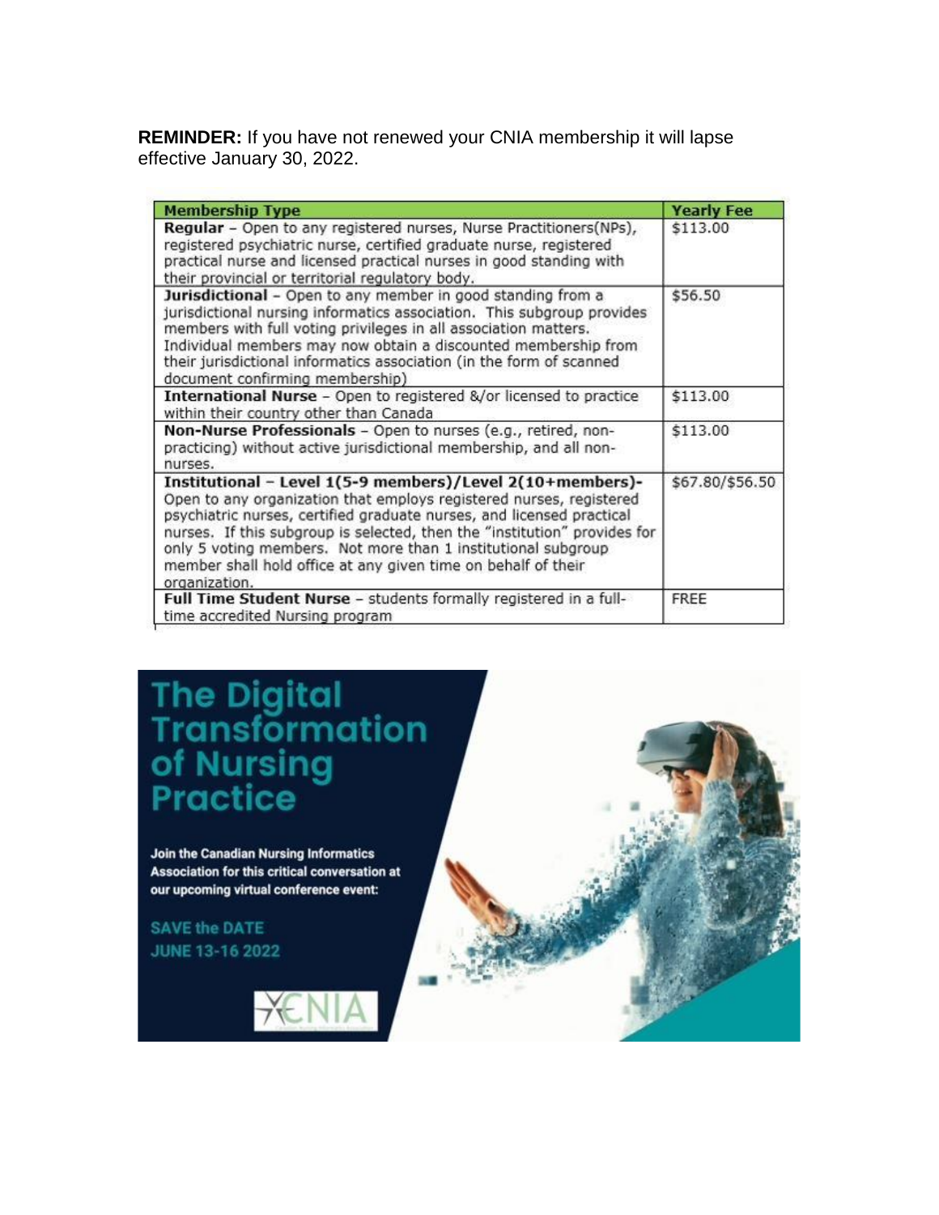**REMINDER:** If you have not renewed your CNIA membership it will lapse effective January 30, 2022.

| Membership Type | Yearly Fee |
|---|---|
| **Regular** – Open to any registered nurses, Nurse Practitioners(NPs), registered psychiatric nurse, certified graduate nurse, registered practical nurse and licensed practical nurses in good standing with their provincial or territorial regulatory body. | $113.00 |
| **Jurisdictional** – Open to any member in good standing from a jurisdictional nursing informatics association. This subgroup provides members with full voting privileges in all association matters. Individual members may now obtain a discounted membership from their jurisdictional informatics association (in the form of scanned document confirming membership) | $56.50 |
| **International Nurse** – Open to registered &/or licensed to practice within their country other than Canada | $113.00 |
| **Non-Nurse Professionals** – Open to nurses (e.g., retired, non-practicing) without active jurisdictional membership, and all non-nurses. | $113.00 |
| **Institutional – Level 1(5-9 members)/Level 2(10+members)-** Open to any organization that employs registered nurses, registered psychiatric nurses, certified graduate nurses, and licensed practical nurses. If this subgroup is selected, then the "institution" provides for only 5 voting members. Not more than 1 institutional subgroup member shall hold office at any given time on behalf of their organization. | $67.80/$56.50 |
| **Full Time Student Nurse** – students formally registered in a full-time accredited Nursing program | FREE |

# The Digital Transformation of Nursing Practice

**Join the Canadian Nursing Informatics Association for this critical conversation at our upcoming virtual conference event:**

**SAVE the DATE**
**JUNE 13-16 2022**

CNIA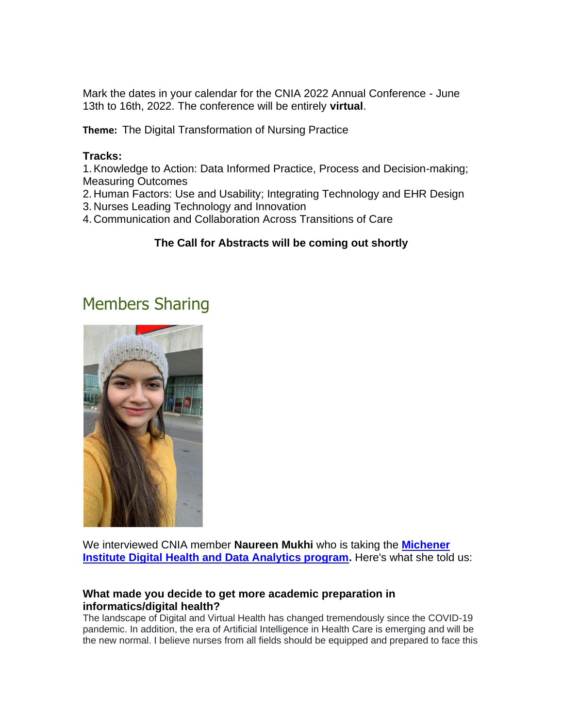Mark the dates in your calendar for the CNIA 2022 Annual Conference - June 13th to 16th, 2022. The conference will be entirely **virtual**.

**Theme:** The Digital Transformation of Nursing Practice

**Tracks:**

1. Knowledge to Action: Data Informed Practice, Process and Decision-making; Measuring Outcomes
2. Human Factors: Use and Usability; Integrating Technology and EHR Design
3. Nurses Leading Technology and Innovation
4. Communication and Collaboration Across Transitions of Care

**The Call for Abstracts will be coming out shortly**

## Members Sharing

We interviewed CNIA member **Naureen Mukhi** who is taking the **Michener Institute Digital Health and Data Analytics program.** Here's what she told us:

**What made you decide to get more academic preparation in informatics/digital health?**

The landscape of Digital and Virtual Health has changed tremendously since the COVID-19 pandemic. In addition, the era of Artificial Intelligence in Health Care is emerging and will be the new normal. I believe nurses from all fields should be equipped and prepared to face this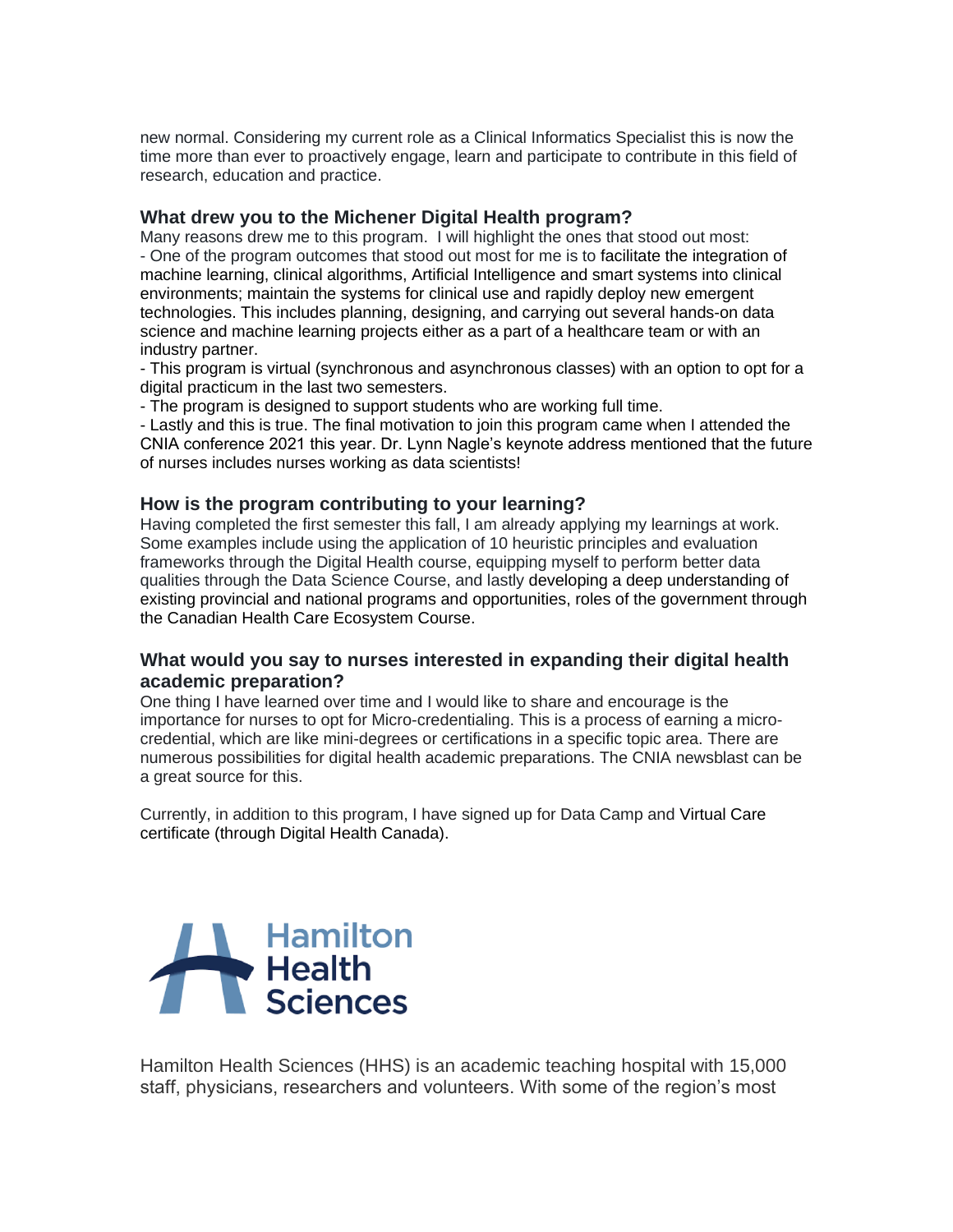new normal. Considering my current role as a Clinical Informatics Specialist this is now the time more than ever to proactively engage, learn and participate to contribute in this field of research, education and practice.

### What drew you to the Michener Digital Health program?

Many reasons drew me to this program. I will highlight the ones that stood out most:

- One of the program outcomes that stood out most for me is to facilitate the integration of machine learning, clinical algorithms, Artificial Intelligence and smart systems into clinical environments; maintain the systems for clinical use and rapidly deploy new emergent technologies. This includes planning, designing, and carrying out several hands-on data science and machine learning projects either as a part of a healthcare team or with an industry partner.
- This program is virtual (synchronous and asynchronous classes) with an option to opt for a digital practicum in the last two semesters.
- The program is designed to support students who are working full time.
- Lastly and this is true. The final motivation to join this program came when I attended the CNIA conference 2021 this year. Dr. Lynn Nagle's keynote address mentioned that the future of nurses includes nurses working as data scientists!

### How is the program contributing to your learning?

Having completed the first semester this fall, I am already applying my learnings at work. Some examples include using the application of 10 heuristic principles and evaluation frameworks through the Digital Health course, equipping myself to perform better data qualities through the Data Science Course, and lastly developing a deep understanding of existing provincial and national programs and opportunities, roles of the government through the Canadian Health Care Ecosystem Course.

### What would you say to nurses interested in expanding their digital health academic preparation?

One thing I have learned over time and I would like to share and encourage is the importance for nurses to opt for Micro-credentialing. This is a process of earning a micro-credential, which are like mini-degrees or certifications in a specific topic area. There are numerous possibilities for digital health academic preparations. The CNIA newsblast can be a great source for this.

Currently, in addition to this program, I have signed up for Data Camp and Virtual Care certificate (through Digital Health Canada).

Hamilton Health Sciences

Hamilton Health Sciences (HHS) is an academic teaching hospital with 15,000 staff, physicians, researchers and volunteers. With some of the region's most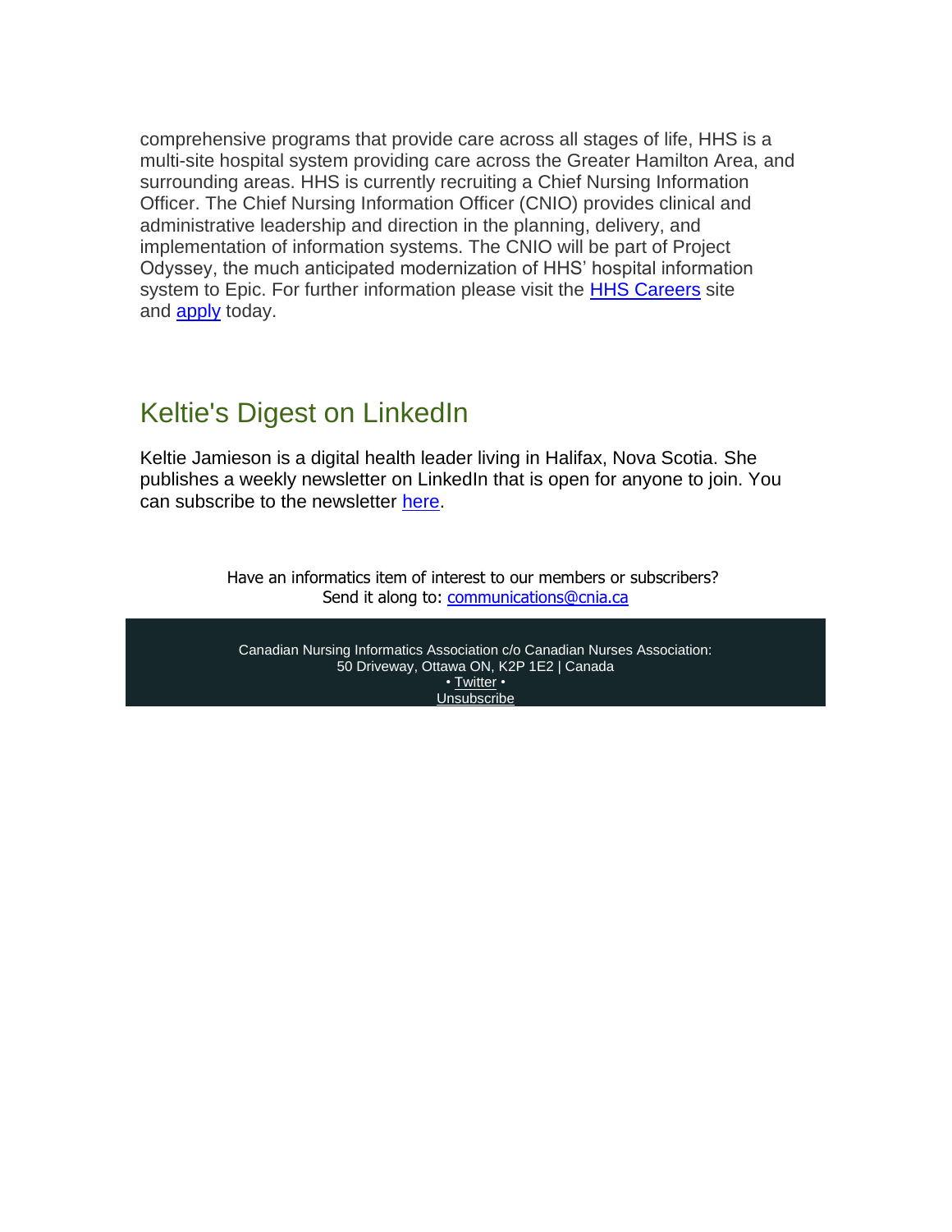comprehensive programs that provide care across all stages of life, HHS is a multi-site hospital system providing care across the Greater Hamilton Area, and surrounding areas. HHS is currently recruiting a Chief Nursing Information Officer. The Chief Nursing Information Officer (CNIO) provides clinical and administrative leadership and direction in the planning, delivery, and implementation of information systems. The CNIO will be part of Project Odyssey, the much anticipated modernization of HHS' hospital information system to Epic. For further information please visit the HHS Careers site and apply today.

## Keltie's Digest on LinkedIn

Keltie Jamieson is a digital health leader living in Halifax, Nova Scotia. She publishes a weekly newsletter on LinkedIn that is open for anyone to join. You can subscribe to the newsletter here.

Have an informatics item of interest to our members or subscribers?
Send it along to: communications@cnia.ca

Canadian Nursing Informatics Association c/o Canadian Nurses Association:
50 Driveway, Ottawa ON, K2P 1E2 | Canada
• Twitter •
Unsubscribe